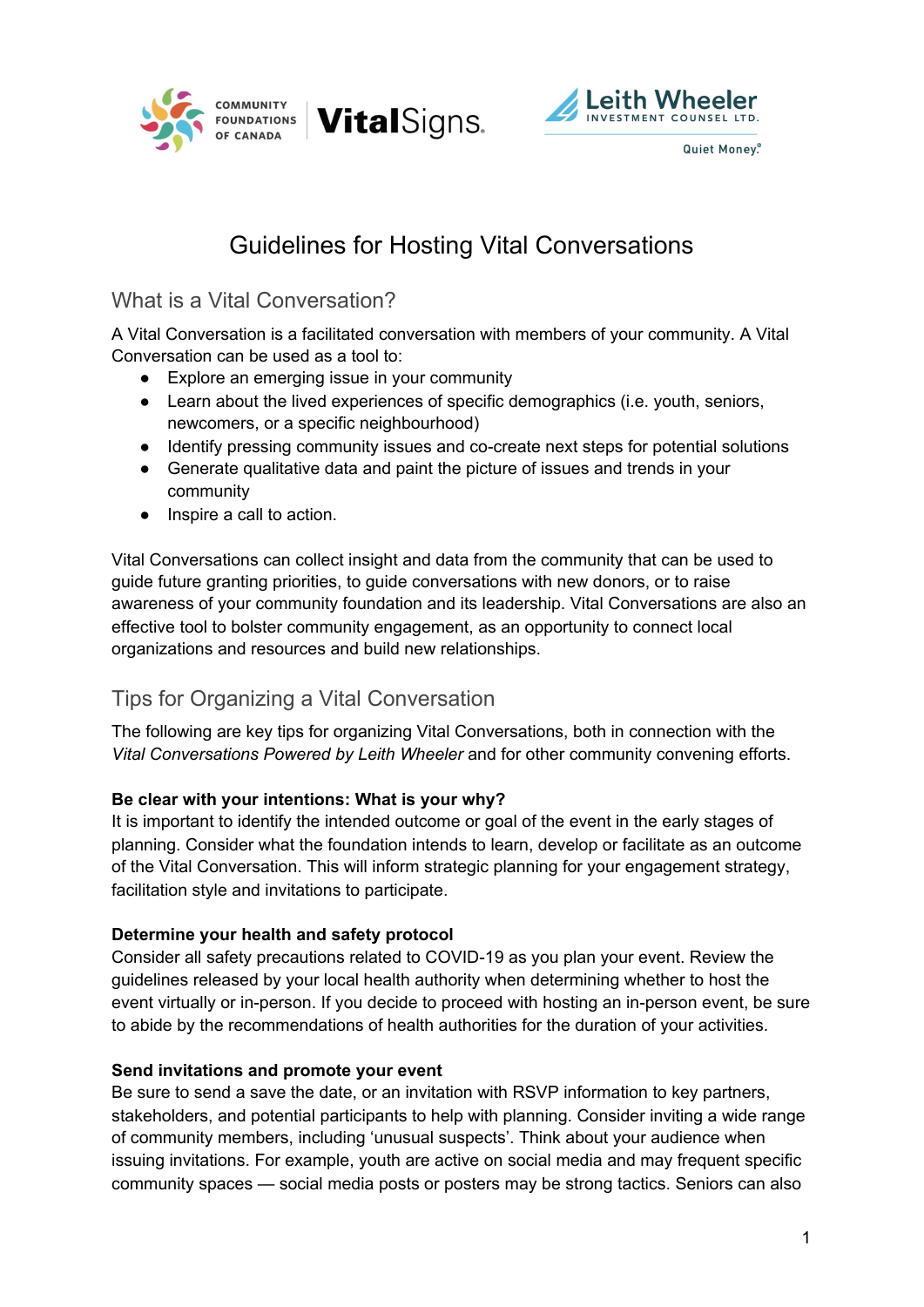# Guidelines for Hosting Vital Conversations

## What is a Vital Conversation?

A Vital Conversation is a facilitated conversation with members of your community. A Vital Conversation can be used as a tool to:

- Explore an emerging issue in your community
- Learn about the lived experiences of specific demographics (i.e. youth, seniors, newcomers, or a specific neighbourhood)
- Identify pressing community issues and co-create next steps for potential solutions
- Generate qualitative data and paint the picture of issues and trends in your community
- Inspire a call to action.

Vital Conversations can collect insight and data from the community that can be used to guide future granting priorities, to guide conversations with new donors, or to raise awareness of your community foundation and its leadership. Vital Conversations are also an effective tool to bolster community engagement, as an opportunity to connect local organizations and resources and build new relationships.

## Tips for Organizing a Vital Conversation

The following are key tips for organizing Vital Conversations, both in connection with the *Vital Conversations Powered by Leith Wheeler* and for other community convening efforts.

**Be clear with your intentions: What is your why?**

It is important to identify the intended outcome or goal of the event in the early stages of planning. Consider what the foundation intends to learn, develop or facilitate as an outcome of the Vital Conversation. This will inform strategic planning for your engagement strategy, facilitation style and invitations to participate.

**Determine your health and safety protocol**

Consider all safety precautions related to COVID-19 as you plan your event. Review the guidelines released by your local health authority when determining whether to host the event virtually or in-person. If you decide to proceed with hosting an in-person event, be sure to abide by the recommendations of health authorities for the duration of your activities.

**Send invitations and promote your event**

Be sure to send a save the date, or an invitation with RSVP information to key partners, stakeholders, and potential participants to help with planning. Consider inviting a wide range of community members, including 'unusual suspects'. Think about your audience when issuing invitations. For example, youth are active on social media and may frequent specific community spaces — social media posts or posters may be strong tactics. Seniors can also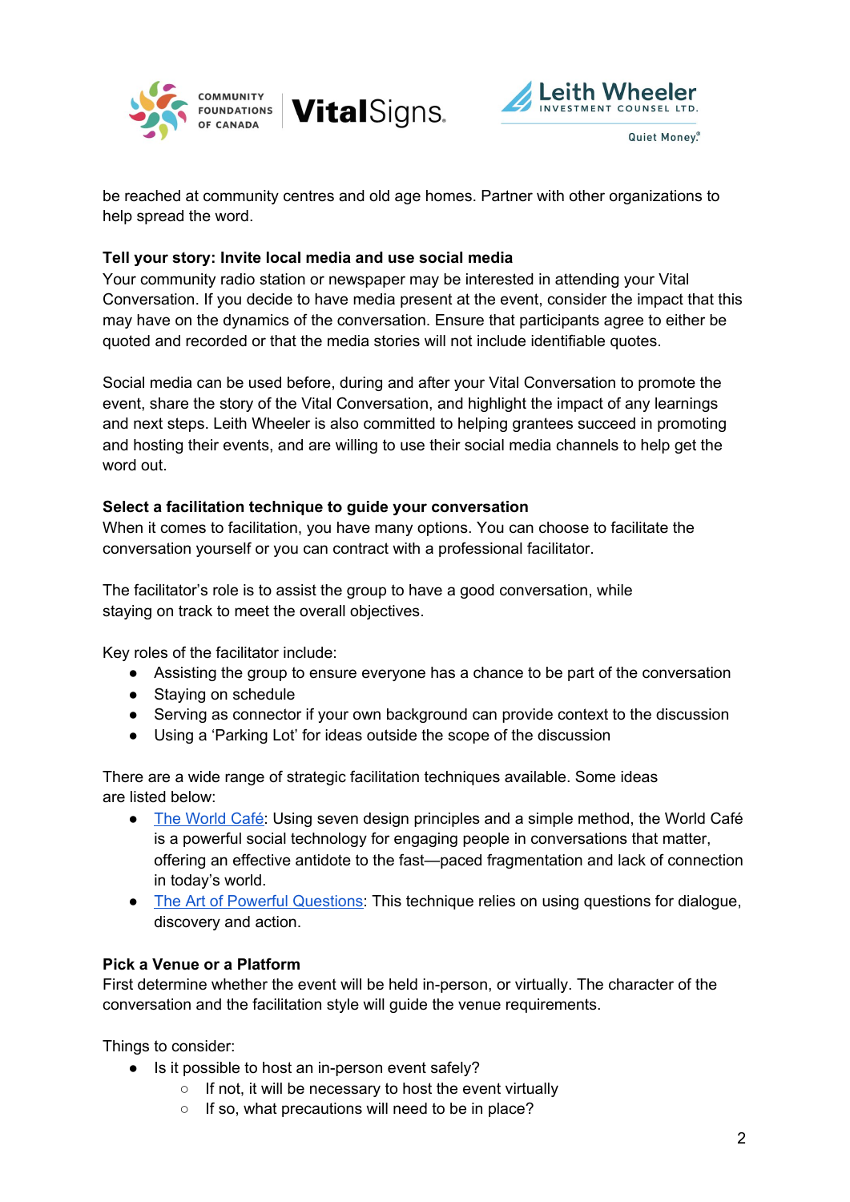be reached at community centres and old age homes. Partner with other organizations to help spread the word.

**Tell your story: Invite local media and use social media**

Your community radio station or newspaper may be interested in attending your Vital Conversation. If you decide to have media present at the event, consider the impact that this may have on the dynamics of the conversation. Ensure that participants agree to either be quoted and recorded or that the media stories will not include identifiable quotes.

Social media can be used before, during and after your Vital Conversation to promote the event, share the story of the Vital Conversation, and highlight the impact of any learnings and next steps. Leith Wheeler is also committed to helping grantees succeed in promoting and hosting their events, and are willing to use their social media channels to help get the word out.

**Select a facilitation technique to guide your conversation**

When it comes to facilitation, you have many options. You can choose to facilitate the conversation yourself or you can contract with a professional facilitator.

The facilitator's role is to assist the group to have a good conversation, while staying on track to meet the overall objectives.

Key roles of the facilitator include:

- Assisting the group to ensure everyone has a chance to be part of the conversation
- Staying on schedule
- Serving as connector if your own background can provide context to the discussion
- Using a 'Parking Lot' for ideas outside the scope of the discussion

There are a wide range of strategic facilitation techniques available. Some ideas are listed below:

- The World Café: Using seven design principles and a simple method, the World Café is a powerful social technology for engaging people in conversations that matter, offering an effective antidote to the fast—paced fragmentation and lack of connection in today's world.
- The Art of Powerful Questions: This technique relies on using questions for dialogue, discovery and action.

**Pick a Venue or a Platform**

First determine whether the event will be held in-person, or virtually. The character of the conversation and the facilitation style will guide the venue requirements.

Things to consider:

- Is it possible to host an in-person event safely?
    - If not, it will be necessary to host the event virtually
    - If so, what precautions will need to be in place?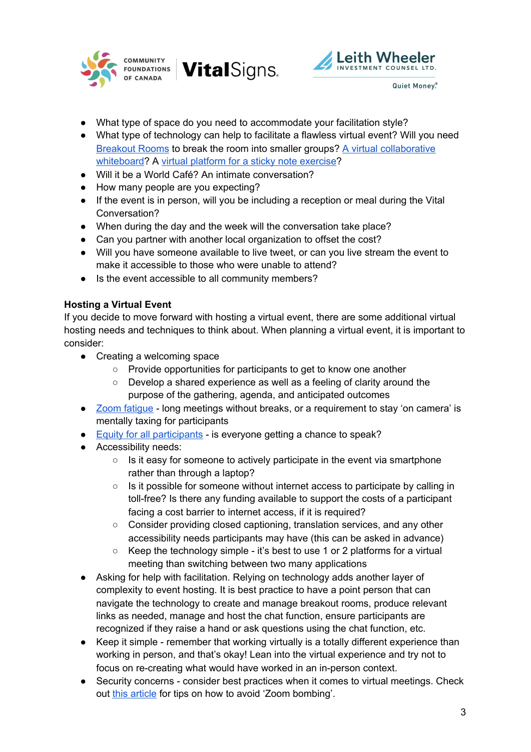- What type of space do you need to accommodate your facilitation style?
- What type of technology can help to facilitate a flawless virtual event? Will you need Breakout Rooms to break the room into smaller groups? A virtual collaborative whiteboard? A virtual platform for a sticky note exercise?
- Will it be a World Café? An intimate conversation?
- How many people are you expecting?
- If the event is in person, will you be including a reception or meal during the Vital Conversation?
- When during the day and the week will the conversation take place?
- Can you partner with another local organization to offset the cost?
- Will you have someone available to live tweet, or can you live stream the event to make it accessible to those who were unable to attend?
- Is the event accessible to all community members?

**Hosting a Virtual Event**

If you decide to move forward with hosting a virtual event, there are some additional virtual hosting needs and techniques to think about. When planning a virtual event, it is important to consider:

- Creating a welcoming space
  - Provide opportunities for participants to get to know one another
  - Develop a shared experience as well as a feeling of clarity around the purpose of the gathering, agenda, and anticipated outcomes
- Zoom fatigue - long meetings without breaks, or a requirement to stay 'on camera' is mentally taxing for participants
- Equity for all participants - is everyone getting a chance to speak?
- Accessibility needs:
  - Is it easy for someone to actively participate in the event via smartphone rather than through a laptop?
  - Is it possible for someone without internet access to participate by calling in toll-free? Is there any funding available to support the costs of a participant facing a cost barrier to internet access, if it is required?
  - Consider providing closed captioning, translation services, and any other accessibility needs participants may have (this can be asked in advance)
  - Keep the technology simple - it's best to use 1 or 2 platforms for a virtual meeting than switching between two many applications
- Asking for help with facilitation. Relying on technology adds another layer of complexity to event hosting. It is best practice to have a point person that can navigate the technology to create and manage breakout rooms, produce relevant links as needed, manage and host the chat function, ensure participants are recognized if they raise a hand or ask questions using the chat function, etc.
- Keep it simple - remember that working virtually is a totally different experience than working in person, and that's okay! Lean into the virtual experience and try not to focus on re-creating what would have worked in an in-person context.
- Security concerns - consider best practices when it comes to virtual meetings. Check out this article for tips on how to avoid 'Zoom bombing'.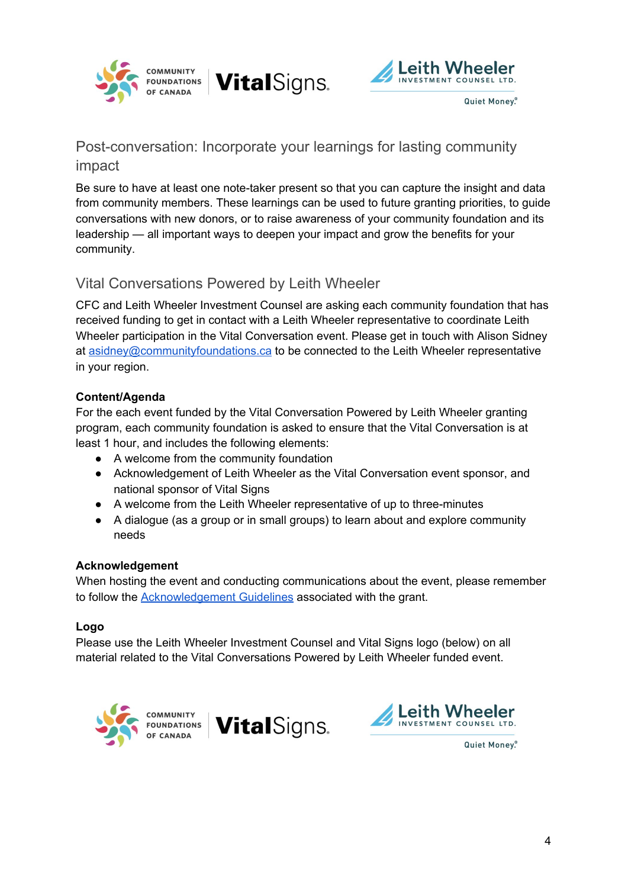## Post-conversation: Incorporate your learnings for lasting community impact

Be sure to have at least one note-taker present so that you can capture the insight and data from community members. These learnings can be used to future granting priorities, to guide conversations with new donors, or to raise awareness of your community foundation and its leadership — all important ways to deepen your impact and grow the benefits for your community.

## Vital Conversations Powered by Leith Wheeler

CFC and Leith Wheeler Investment Counsel are asking each community foundation that has received funding to get in contact with a Leith Wheeler representative to coordinate Leith Wheeler participation in the Vital Conversation event. Please get in touch with Alison Sidney at asidney@communityfoundations.ca to be connected to the Leith Wheeler representative in your region.

**Content/Agenda**

For the each event funded by the Vital Conversation Powered by Leith Wheeler granting program, each community foundation is asked to ensure that the Vital Conversation is at least 1 hour, and includes the following elements:

- A welcome from the community foundation
- Acknowledgement of Leith Wheeler as the Vital Conversation event sponsor, and national sponsor of Vital Signs
- A welcome from the Leith Wheeler representative of up to three-minutes
- A dialogue (as a group or in small groups) to learn about and explore community needs

**Acknowledgement**

When hosting the event and conducting communications about the event, please remember to follow the Acknowledgement Guidelines associated with the grant.

**Logo**

Please use the Leith Wheeler Investment Counsel and Vital Signs logo (below) on all material related to the Vital Conversations Powered by Leith Wheeler funded event.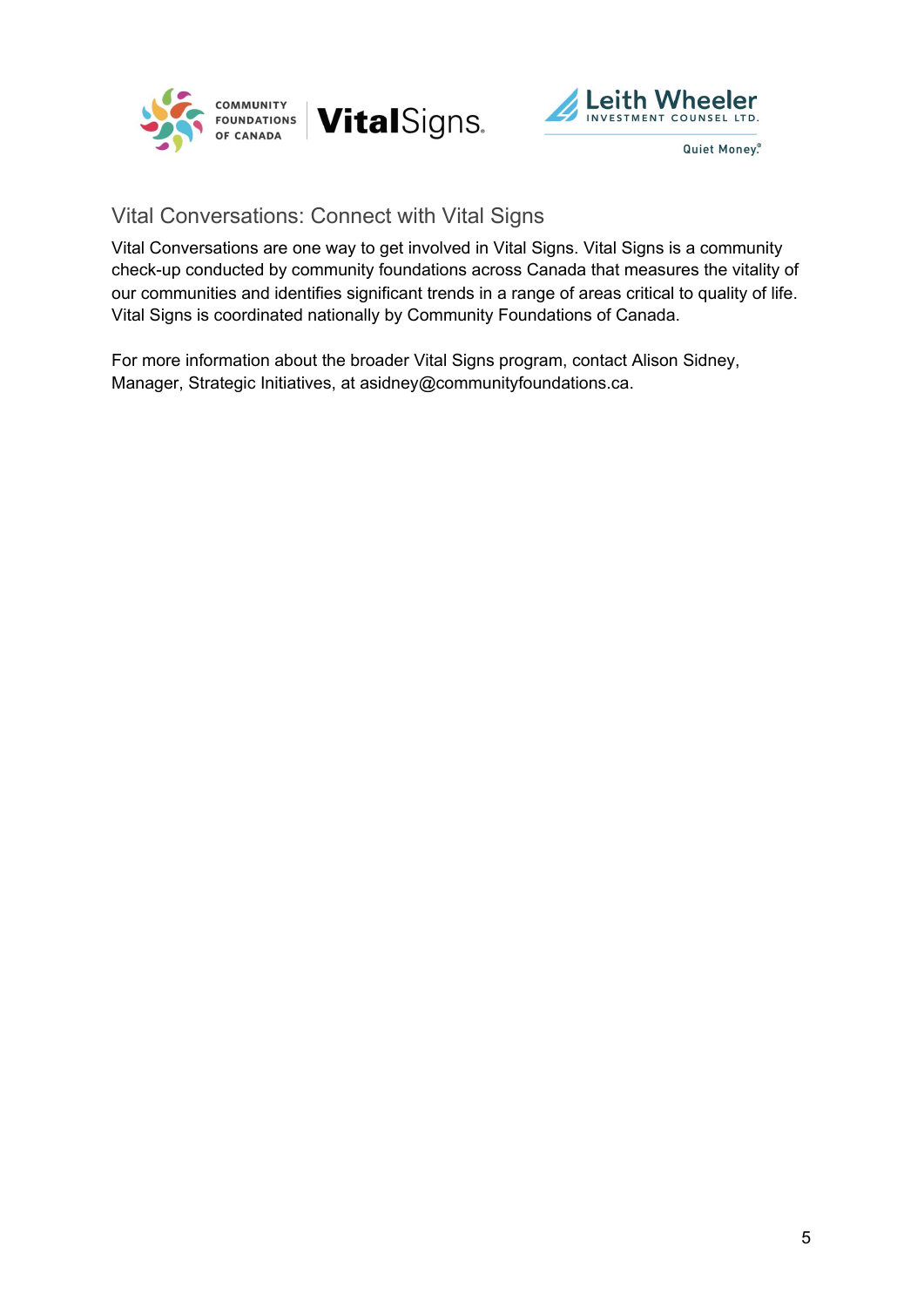## Vital Conversations: Connect with Vital Signs

Vital Conversations are one way to get involved in Vital Signs. Vital Signs is a community check-up conducted by community foundations across Canada that measures the vitality of our communities and identifies significant trends in a range of areas critical to quality of life. Vital Signs is coordinated nationally by Community Foundations of Canada.

For more information about the broader Vital Signs program, contact Alison Sidney, Manager, Strategic Initiatives, at asidney@communityfoundations.ca.